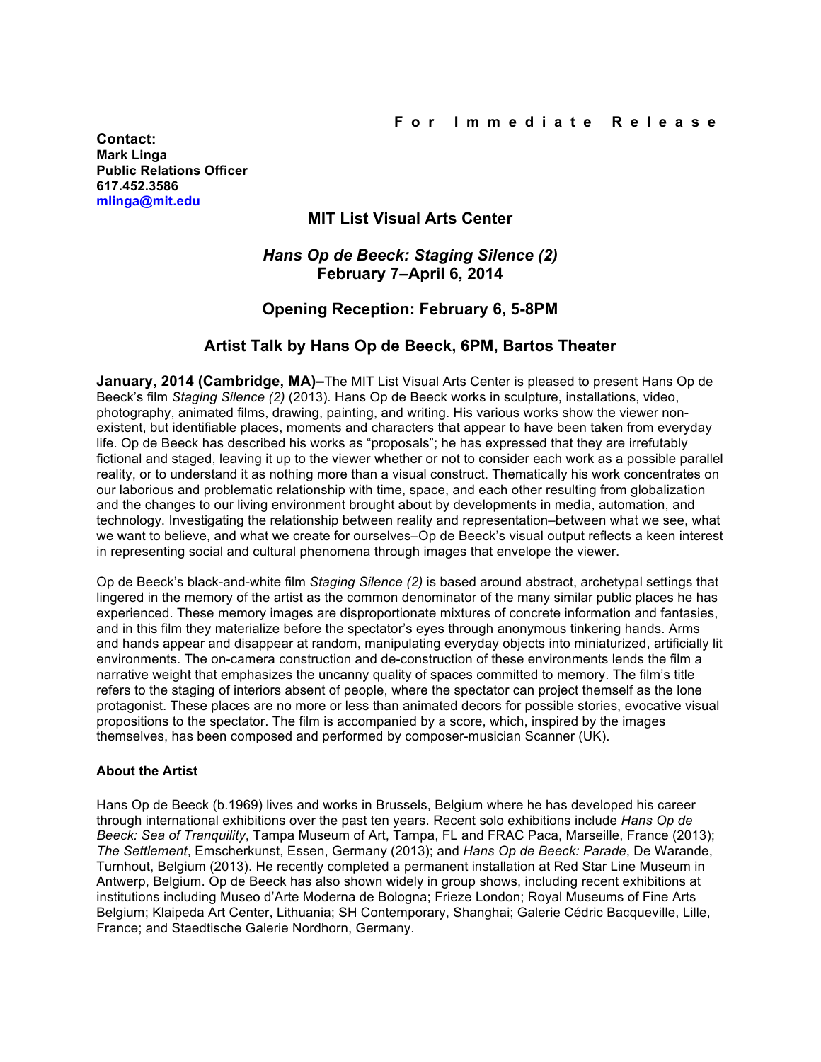**For Immediate Release**

**Contact:**
**Mark Linga**
**Public Relations Officer**
**617.452.3586**
**mlinga@mit.edu**

## MIT List Visual Arts Center

## *Hans Op de Beeck: Staging Silence (2)*
## February 7–April 6, 2014

## Opening Reception: February 6, 5-8PM

## Artist Talk by Hans Op de Beeck, 6PM, Bartos Theater

**January, 2014 (Cambridge, MA)–**The MIT List Visual Arts Center is pleased to present Hans Op de Beeck's film *Staging Silence (2)* (2013). Hans Op de Beeck works in sculpture, installations, video, photography, animated films, drawing, painting, and writing. His various works show the viewer non-existent, but identifiable places, moments and characters that appear to have been taken from everyday life. Op de Beeck has described his works as "proposals"; he has expressed that they are irrefutably fictional and staged, leaving it up to the viewer whether or not to consider each work as a possible parallel reality, or to understand it as nothing more than a visual construct. Thematically his work concentrates on our laborious and problematic relationship with time, space, and each other resulting from globalization and the changes to our living environment brought about by developments in media, automation, and technology. Investigating the relationship between reality and representation–between what we see, what we want to believe, and what we create for ourselves–Op de Beeck's visual output reflects a keen interest in representing social and cultural phenomena through images that envelope the viewer.

Op de Beeck's black-and-white film *Staging Silence (2)* is based around abstract, archetypal settings that lingered in the memory of the artist as the common denominator of the many similar public places he has experienced. These memory images are disproportionate mixtures of concrete information and fantasies, and in this film they materialize before the spectator's eyes through anonymous tinkering hands. Arms and hands appear and disappear at random, manipulating everyday objects into miniaturized, artificially lit environments. The on-camera construction and de-construction of these environments lends the film a narrative weight that emphasizes the uncanny quality of spaces committed to memory. The film's title refers to the staging of interiors absent of people, where the spectator can project themself as the lone protagonist. These places are no more or less than animated decors for possible stories, evocative visual propositions to the spectator. The film is accompanied by a score, which, inspired by the images themselves, has been composed and performed by composer-musician Scanner (UK).

### About the Artist

Hans Op de Beeck (b.1969) lives and works in Brussels, Belgium where he has developed his career through international exhibitions over the past ten years. Recent solo exhibitions include *Hans Op de Beeck: Sea of Tranquility*, Tampa Museum of Art, Tampa, FL and FRAC Paca, Marseille, France (2013); *The Settlement*, Emscherkunst, Essen, Germany (2013); and *Hans Op de Beeck: Parade*, De Warande, Turnhout, Belgium (2013). He recently completed a permanent installation at Red Star Line Museum in Antwerp, Belgium. Op de Beeck has also shown widely in group shows, including recent exhibitions at institutions including Museo d'Arte Moderna de Bologna; Frieze London; Royal Museums of Fine Arts Belgium; Klaipeda Art Center, Lithuania; SH Contemporary, Shanghai; Galerie Cédric Bacqueville, Lille, France; and Staedtische Galerie Nordhorn, Germany.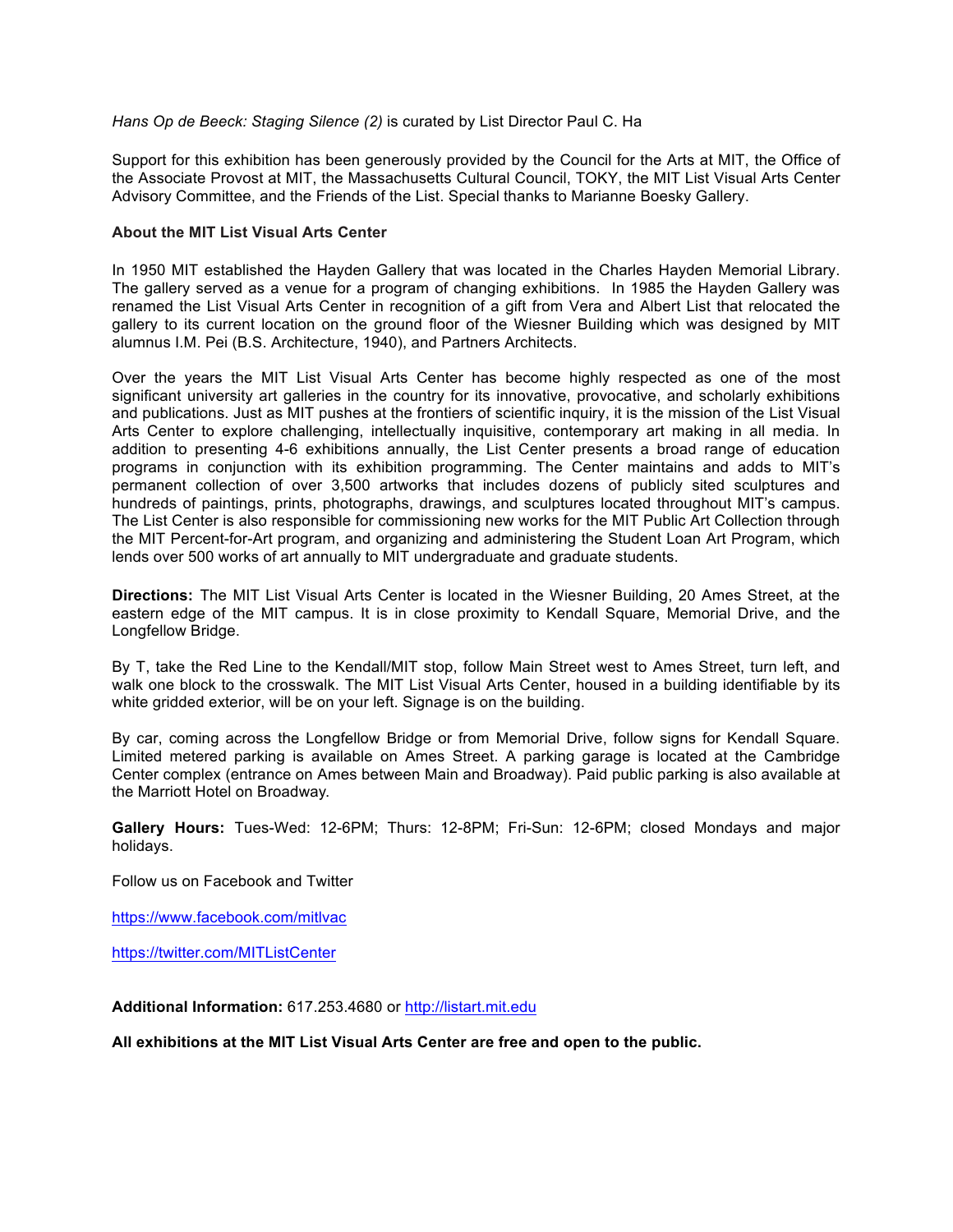*Hans Op de Beeck: Staging Silence (2)* is curated by List Director Paul C. Ha

Support for this exhibition has been generously provided by the Council for the Arts at MIT, the Office of the Associate Provost at MIT, the Massachusetts Cultural Council, TOKY, the MIT List Visual Arts Center Advisory Committee, and the Friends of the List. Special thanks to Marianne Boesky Gallery.

**About the MIT List Visual Arts Center**

In 1950 MIT established the Hayden Gallery that was located in the Charles Hayden Memorial Library. The gallery served as a venue for a program of changing exhibitions. In 1985 the Hayden Gallery was renamed the List Visual Arts Center in recognition of a gift from Vera and Albert List that relocated the gallery to its current location on the ground floor of the Wiesner Building which was designed by MIT alumnus I.M. Pei (B.S. Architecture, 1940), and Partners Architects.

Over the years the MIT List Visual Arts Center has become highly respected as one of the most significant university art galleries in the country for its innovative, provocative, and scholarly exhibitions and publications. Just as MIT pushes at the frontiers of scientific inquiry, it is the mission of the List Visual Arts Center to explore challenging, intellectually inquisitive, contemporary art making in all media. In addition to presenting 4-6 exhibitions annually, the List Center presents a broad range of education programs in conjunction with its exhibition programming. The Center maintains and adds to MIT's permanent collection of over 3,500 artworks that includes dozens of publicly sited sculptures and hundreds of paintings, prints, photographs, drawings, and sculptures located throughout MIT's campus. The List Center is also responsible for commissioning new works for the MIT Public Art Collection through the MIT Percent-for-Art program, and organizing and administering the Student Loan Art Program, which lends over 500 works of art annually to MIT undergraduate and graduate students.

**Directions:** The MIT List Visual Arts Center is located in the Wiesner Building, 20 Ames Street, at the eastern edge of the MIT campus. It is in close proximity to Kendall Square, Memorial Drive, and the Longfellow Bridge.

By T, take the Red Line to the Kendall/MIT stop, follow Main Street west to Ames Street, turn left, and walk one block to the crosswalk. The MIT List Visual Arts Center, housed in a building identifiable by its white gridded exterior, will be on your left. Signage is on the building.

By car, coming across the Longfellow Bridge or from Memorial Drive, follow signs for Kendall Square. Limited metered parking is available on Ames Street. A parking garage is located at the Cambridge Center complex (entrance on Ames between Main and Broadway). Paid public parking is also available at the Marriott Hotel on Broadway.

**Gallery Hours:** Tues-Wed: 12-6PM; Thurs: 12-8PM; Fri-Sun: 12-6PM; closed Mondays and major holidays.

Follow us on Facebook and Twitter

https://www.facebook.com/mitlvac

https://twitter.com/MITListCenter

**Additional Information:** 617.253.4680 or http://listart.mit.edu

**All exhibitions at the MIT List Visual Arts Center are free and open to the public.**